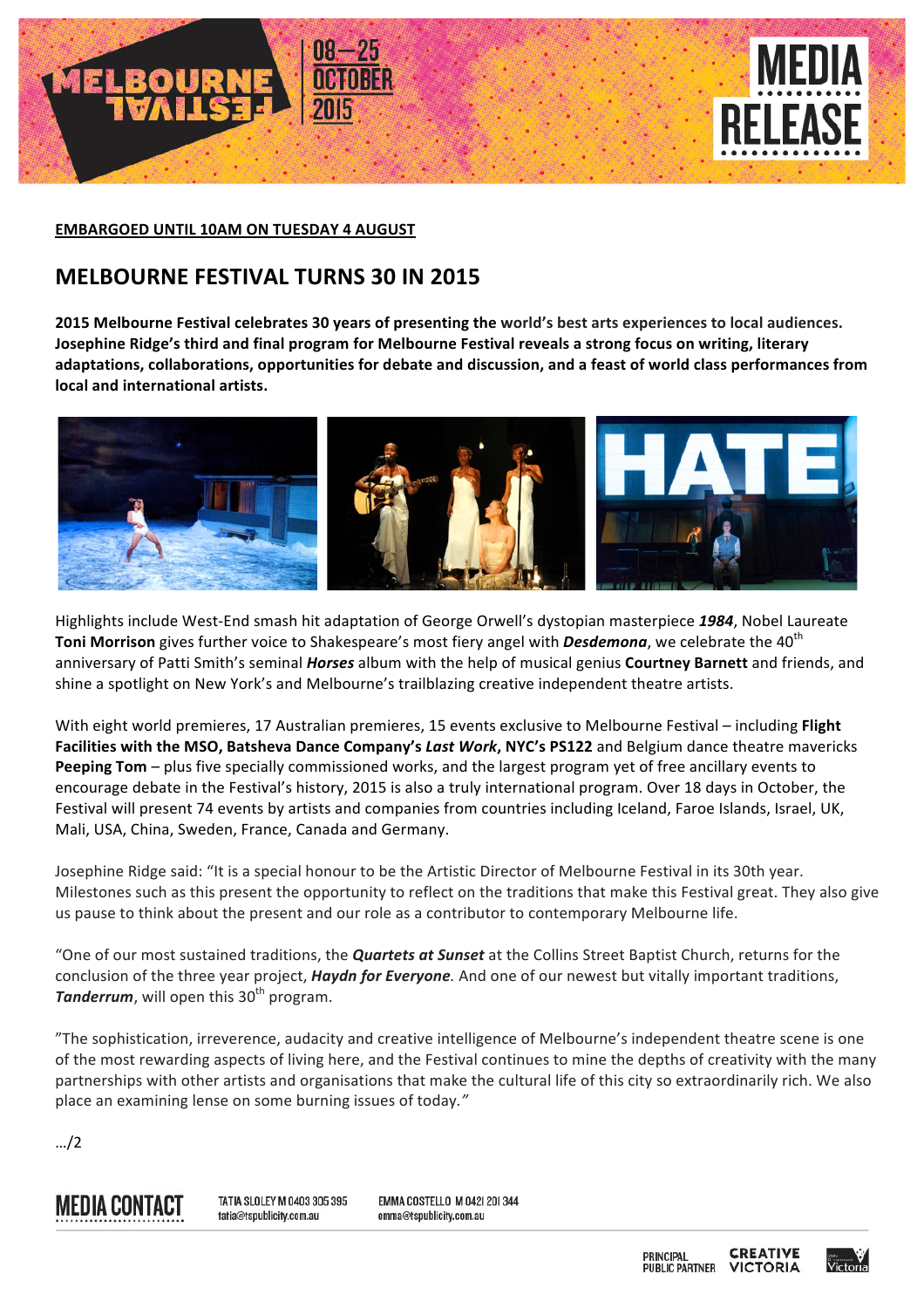**EMBARGOED UNTIL 10AM ON TUESDAY 4 AUGUST**

# MELBOURNE FESTIVAL TURNS 30 IN 2015

**2015 Melbourne Festival celebrates 30 years of presenting the world's best arts experiences to local audiences. Josephine Ridge's third and final program for Melbourne Festival reveals a strong focus on writing, literary adaptations, collaborations, opportunities for debate and discussion, and a feast of world class performances from local and international artists.**

Highlights include West-End smash hit adaptation of George Orwell's dystopian masterpiece ***1984***, Nobel Laureate **Toni Morrison** gives further voice to Shakespeare's most fiery angel with ***Desdemona***, we celebrate the 40th anniversary of Patti Smith's seminal ***Horses*** album with the help of musical genius **Courtney Barnett** and friends, and shine a spotlight on New York's and Melbourne's trailblazing creative independent theatre artists.

With eight world premieres, 17 Australian premieres, 15 events exclusive to Melbourne Festival – including **Flight Facilities with the MSO, Batsheva Dance Company's *Last Work*, NYC's PS122** and Belgium dance theatre mavericks **Peeping Tom** – plus five specially commissioned works, and the largest program yet of free ancillary events to encourage debate in the Festival's history, 2015 is also a truly international program. Over 18 days in October, the Festival will present 74 events by artists and companies from countries including Iceland, Faroe Islands, Israel, UK, Mali, USA, China, Sweden, France, Canada and Germany.

Josephine Ridge said: "It is a special honour to be the Artistic Director of Melbourne Festival in its 30th year. Milestones such as this present the opportunity to reflect on the traditions that make this Festival great. They also give us pause to think about the present and our role as a contributor to contemporary Melbourne life.

"One of our most sustained traditions, the ***Quartets at Sunset*** at the Collins Street Baptist Church, returns for the conclusion of the three year project, ***Haydn for Everyone****.* And one of our newest but vitally important traditions, ***Tanderrum***, will open this 30th program.

"The sophistication, irreverence, audacity and creative intelligence of Melbourne's independent theatre scene is one of the most rewarding aspects of living here, and the Festival continues to mine the depths of creativity with the many partnerships with other artists and organisations that make the cultural life of this city so extraordinarily rich. We also place an examining lense on some burning issues of today*."*

…/2

**MEDIA CONTACT** TATIA SLOLEY M 0403 305 395 tatia@tspublicity.com.au EMMA COSTELLO M 0421 201 344 emma@tspublicity.com.au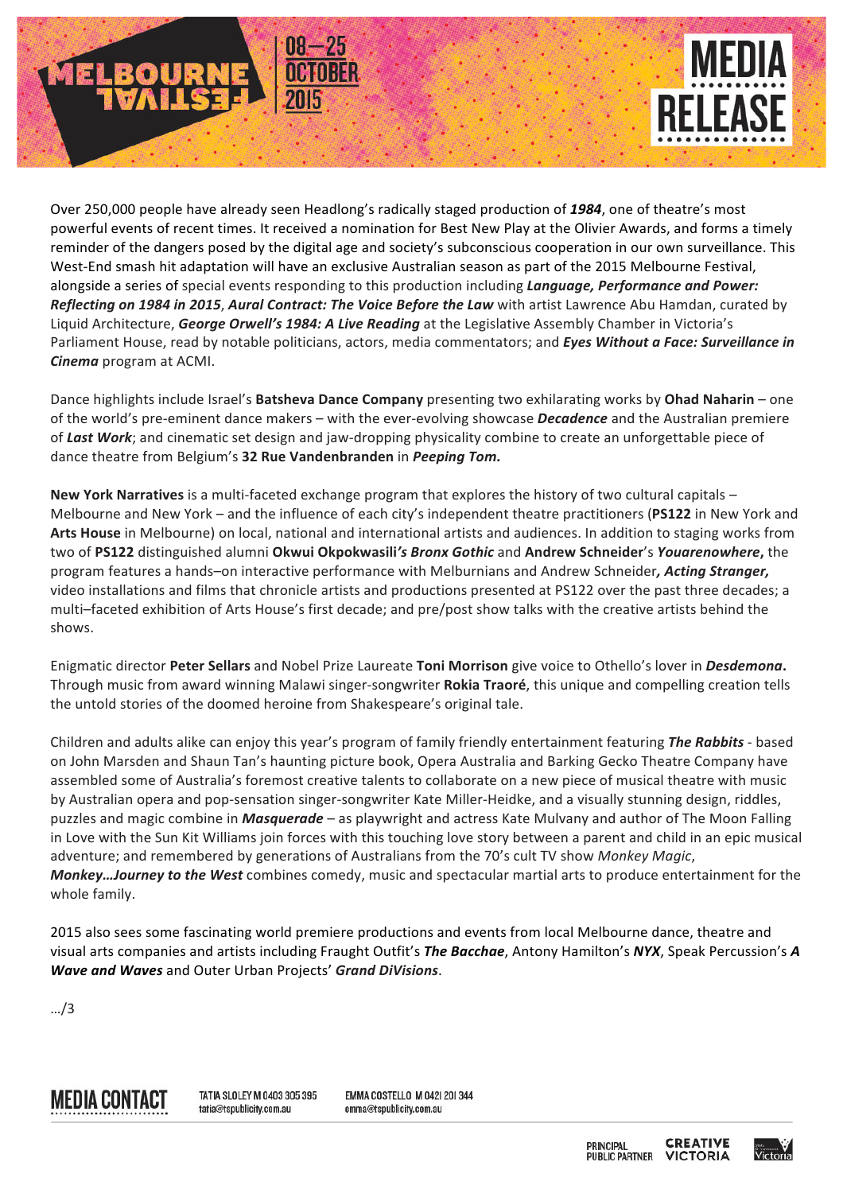Over 250,000 people have already seen Headlong's radically staged production of ***1984***, one of theatre's most powerful events of recent times. It received a nomination for Best New Play at the Olivier Awards, and forms a timely reminder of the dangers posed by the digital age and society's subconscious cooperation in our own surveillance. This West-End smash hit adaptation will have an exclusive Australian season as part of the 2015 Melbourne Festival, alongside a series of special events responding to this production including ***Language, Performance and Power: Reflecting on 1984 in 2015***, ***Aural Contract: The Voice Before the Law*** with artist Lawrence Abu Hamdan, curated by Liquid Architecture, ***George Orwell's 1984: A Live Reading*** at the Legislative Assembly Chamber in Victoria's Parliament House, read by notable politicians, actors, media commentators; and ***Eyes Without a Face: Surveillance in Cinema*** program at ACMI.

Dance highlights include Israel's **Batsheva Dance Company** presenting two exhilarating works by **Ohad Naharin** – one of the world's pre-eminent dance makers – with the ever-evolving showcase ***Decadence*** and the Australian premiere of ***Last Work***; and cinematic set design and jaw-dropping physicality combine to create an unforgettable piece of dance theatre from Belgium's **32 Rue Vandenbranden** in ***Peeping Tom.***

**New York Narratives** is a multi-faceted exchange program that explores the history of two cultural capitals – Melbourne and New York – and the influence of each city's independent theatre practitioners (**PS122** in New York and **Arts House** in Melbourne) on local, national and international artists and audiences. In addition to staging works from two of **PS122** distinguished alumni **Okwui Okpokwasili*'s Bronx Gothic*** and **Andrew Schneider**'s ***Youarenowhere***, the program features a hands–on interactive performance with Melburnians and Andrew Schneider***, Acting Stranger,*** video installations and films that chronicle artists and productions presented at PS122 over the past three decades; a multi–faceted exhibition of Arts House's first decade; and pre/post show talks with the creative artists behind the shows.

Enigmatic director **Peter Sellars** and Nobel Prize Laureate **Toni Morrison** give voice to Othello's lover in ***Desdemona***. Through music from award winning Malawi singer-songwriter **Rokia Traoré**, this unique and compelling creation tells the untold stories of the doomed heroine from Shakespeare's original tale.

Children and adults alike can enjoy this year's program of family friendly entertainment featuring ***The Rabbits*** - based on John Marsden and Shaun Tan's haunting picture book, Opera Australia and Barking Gecko Theatre Company have assembled some of Australia's foremost creative talents to collaborate on a new piece of musical theatre with music by Australian opera and pop-sensation singer-songwriter Kate Miller-Heidke, and a visually stunning design, riddles, puzzles and magic combine in ***Masquerade*** – as playwright and actress Kate Mulvany and author of The Moon Falling in Love with the Sun Kit Williams join forces with this touching love story between a parent and child in an epic musical adventure; and remembered by generations of Australians from the 70's cult TV show *Monkey Magic*, ***Monkey…Journey to the West*** combines comedy, music and spectacular martial arts to produce entertainment for the whole family.

2015 also sees some fascinating world premiere productions and events from local Melbourne dance, theatre and visual arts companies and artists including Fraught Outfit's ***The Bacchae***, Antony Hamilton's ***NYX***, Speak Percussion's ***A Wave and Waves*** and Outer Urban Projects' ***Grand DiVisions***.

…/3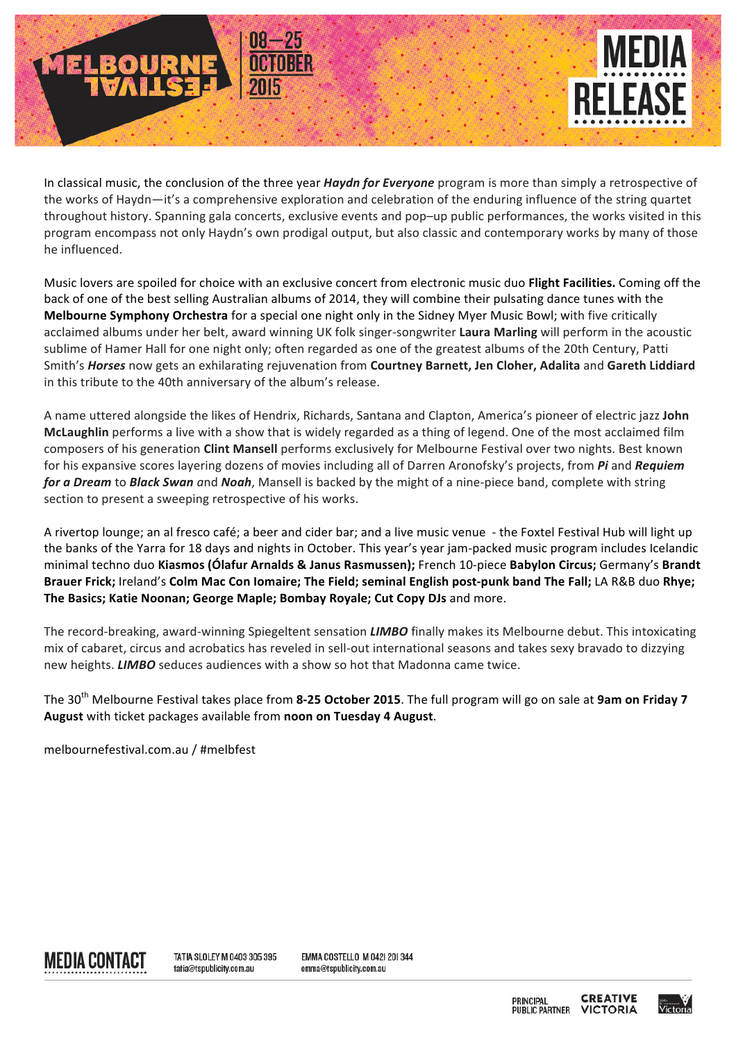In classical music, the conclusion of the three year ***Haydn for Everyone*** program is more than simply a retrospective of the works of Haydn—it's a comprehensive exploration and celebration of the enduring influence of the string quartet throughout history. Spanning gala concerts, exclusive events and pop–up public performances, the works visited in this program encompass not only Haydn's own prodigal output, but also classic and contemporary works by many of those he influenced.

Music lovers are spoiled for choice with an exclusive concert from electronic music duo **Flight Facilities.** Coming off the back of one of the best selling Australian albums of 2014, they will combine their pulsating dance tunes with the **Melbourne Symphony Orchestra** for a special one night only in the Sidney Myer Music Bowl; with five critically acclaimed albums under her belt, award winning UK folk singer-songwriter **Laura Marling** will perform in the acoustic sublime of Hamer Hall for one night only; often regarded as one of the greatest albums of the 20th Century, Patti Smith's ***Horses*** now gets an exhilarating rejuvenation from **Courtney Barnett, Jen Cloher, Adalita** and **Gareth Liddiard** in this tribute to the 40th anniversary of the album's release.

A name uttered alongside the likes of Hendrix, Richards, Santana and Clapton, America's pioneer of electric jazz **John McLaughlin** performs a live with a show that is widely regarded as a thing of legend. One of the most acclaimed film composers of his generation **Clint Mansell** performs exclusively for Melbourne Festival over two nights. Best known for his expansive scores layering dozens of movies including all of Darren Aronofsky's projects, from ***Pi*** and ***Requiem for a Dream*** to ***Black Swan*** *and* ***Noah***, Mansell is backed by the might of a nine-piece band, complete with string section to present a sweeping retrospective of his works.

A rivertop lounge; an al fresco café; a beer and cider bar; and a live music venue - the Foxtel Festival Hub will light up the banks of the Yarra for 18 days and nights in October. This year's year jam-packed music program includes Icelandic minimal techno duo **Kiasmos (Ólafur Arnalds & Janus Rasmussen);** French 10-piece **Babylon Circus;** Germany's **Brandt Brauer Frick;** Ireland's **Colm Mac Con Iomaire; The Field; seminal English post-punk band The Fall;** LA R&B duo **Rhye; The Basics; Katie Noonan; George Maple; Bombay Royale; Cut Copy DJs** and more.

The record-breaking, award-winning Spiegeltent sensation ***LIMBO*** finally makes its Melbourne debut. This intoxicating mix of cabaret, circus and acrobatics has reveled in sell-out international seasons and takes sexy bravado to dizzying new heights. ***LIMBO*** seduces audiences with a show so hot that Madonna came twice.

The 30th Melbourne Festival takes place from **8-25 October 2015**. The full program will go on sale at **9am on Friday 7 August** with ticket packages available from **noon on Tuesday 4 August**.

melbournefestival.com.au / #melbfest

**MEDIA CONTACT**

TATIA SLOLEY M 0403 305 395
tatia@tspublicity.com.au

EMMA COSTELLO M 0421 201 344
emma@tspublicity.com.au

PRINCIPAL PUBLIC PARTNER CREATIVE VICTORIA